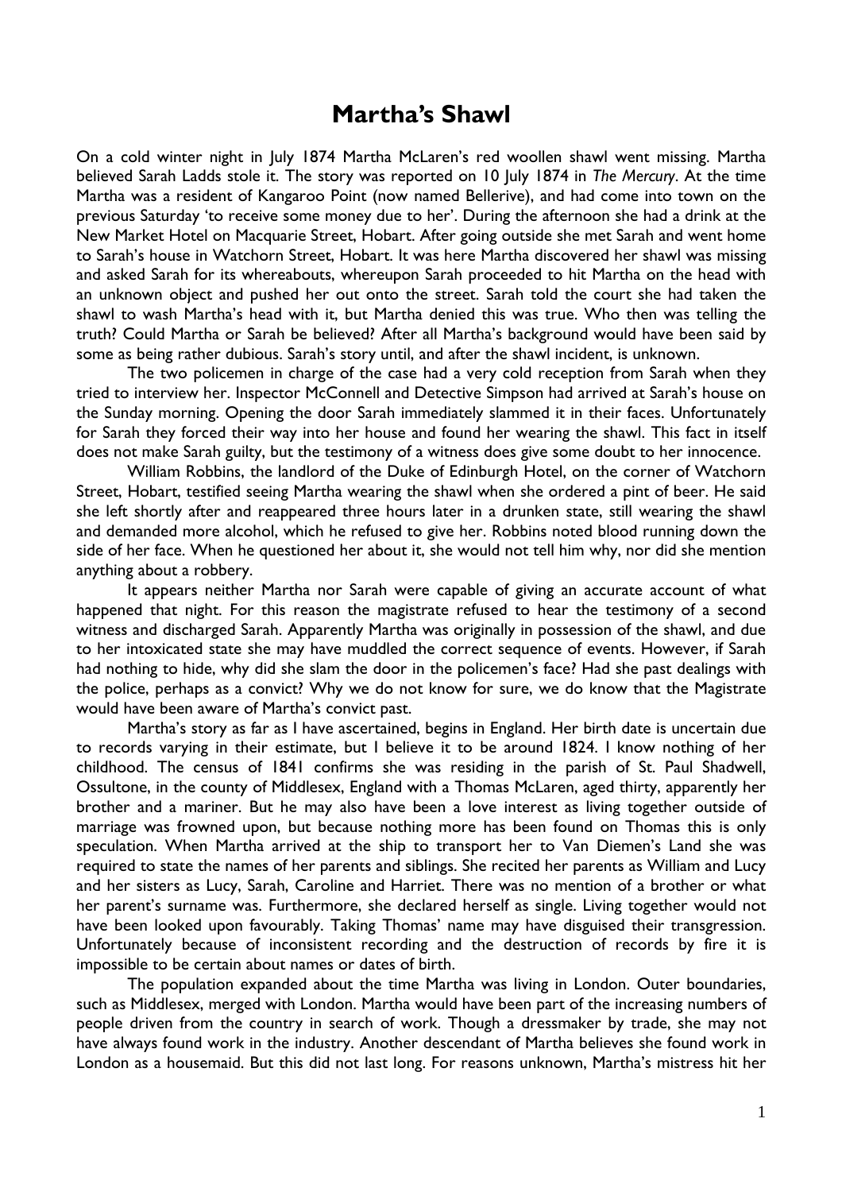# Martha's Shawl

On a cold winter night in July 1874 Martha McLaren's red woollen shawl went missing. Martha believed Sarah Ladds stole it. The story was reported on 10 July 1874 in *The Mercury*. At the time Martha was a resident of Kangaroo Point (now named Bellerive), and had come into town on the previous Saturday 'to receive some money due to her'. During the afternoon she had a drink at the New Market Hotel on Macquarie Street, Hobart. After going outside she met Sarah and went home to Sarah's house in Watchorn Street, Hobart. It was here Martha discovered her shawl was missing and asked Sarah for its whereabouts, whereupon Sarah proceeded to hit Martha on the head with an unknown object and pushed her out onto the street. Sarah told the court she had taken the shawl to wash Martha's head with it, but Martha denied this was true. Who then was telling the truth? Could Martha or Sarah be believed? After all Martha's background would have been said by some as being rather dubious. Sarah's story until, and after the shawl incident, is unknown.

The two policemen in charge of the case had a very cold reception from Sarah when they tried to interview her. Inspector McConnell and Detective Simpson had arrived at Sarah's house on the Sunday morning. Opening the door Sarah immediately slammed it in their faces. Unfortunately for Sarah they forced their way into her house and found her wearing the shawl. This fact in itself does not make Sarah guilty, but the testimony of a witness does give some doubt to her innocence.

William Robbins, the landlord of the Duke of Edinburgh Hotel, on the corner of Watchorn Street, Hobart, testified seeing Martha wearing the shawl when she ordered a pint of beer. He said she left shortly after and reappeared three hours later in a drunken state, still wearing the shawl and demanded more alcohol, which he refused to give her. Robbins noted blood running down the side of her face. When he questioned her about it, she would not tell him why, nor did she mention anything about a robbery.

It appears neither Martha nor Sarah were capable of giving an accurate account of what happened that night. For this reason the magistrate refused to hear the testimony of a second witness and discharged Sarah. Apparently Martha was originally in possession of the shawl, and due to her intoxicated state she may have muddled the correct sequence of events. However, if Sarah had nothing to hide, why did she slam the door in the policemen's face? Had she past dealings with the police, perhaps as a convict? Why we do not know for sure, we do know that the Magistrate would have been aware of Martha's convict past.

Martha's story as far as I have ascertained, begins in England. Her birth date is uncertain due to records varying in their estimate, but I believe it to be around 1824. I know nothing of her childhood. The census of 1841 confirms she was residing in the parish of St. Paul Shadwell, Ossultone, in the county of Middlesex, England with a Thomas McLaren, aged thirty, apparently her brother and a mariner. But he may also have been a love interest as living together outside of marriage was frowned upon, but because nothing more has been found on Thomas this is only speculation. When Martha arrived at the ship to transport her to Van Diemen's Land she was required to state the names of her parents and siblings. She recited her parents as William and Lucy and her sisters as Lucy, Sarah, Caroline and Harriet. There was no mention of a brother or what her parent's surname was. Furthermore, she declared herself as single. Living together would not have been looked upon favourably. Taking Thomas' name may have disguised their transgression. Unfortunately because of inconsistent recording and the destruction of records by fire it is impossible to be certain about names or dates of birth.

The population expanded about the time Martha was living in London. Outer boundaries, such as Middlesex, merged with London. Martha would have been part of the increasing numbers of people driven from the country in search of work. Though a dressmaker by trade, she may not have always found work in the industry. Another descendant of Martha believes she found work in London as a housemaid. But this did not last long. For reasons unknown, Martha's mistress hit her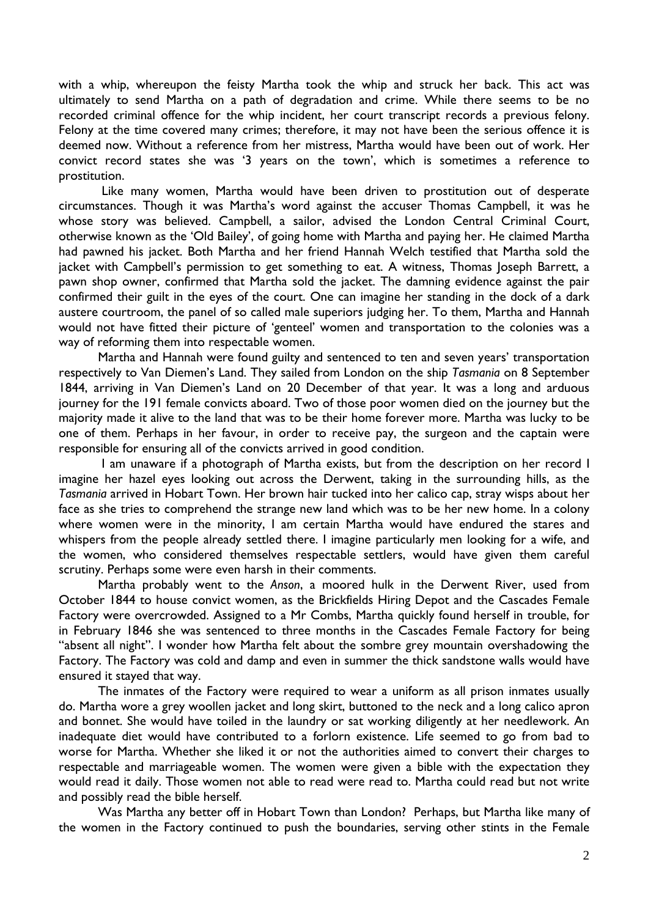with a whip, whereupon the feisty Martha took the whip and struck her back. This act was ultimately to send Martha on a path of degradation and crime. While there seems to be no recorded criminal offence for the whip incident, her court transcript records a previous felony. Felony at the time covered many crimes; therefore, it may not have been the serious offence it is deemed now. Without a reference from her mistress, Martha would have been out of work. Her convict record states she was '3 years on the town', which is sometimes a reference to prostitution.

Like many women, Martha would have been driven to prostitution out of desperate circumstances. Though it was Martha's word against the accuser Thomas Campbell, it was he whose story was believed. Campbell, a sailor, advised the London Central Criminal Court, otherwise known as the 'Old Bailey', of going home with Martha and paying her. He claimed Martha had pawned his jacket. Both Martha and her friend Hannah Welch testified that Martha sold the jacket with Campbell's permission to get something to eat. A witness, Thomas Joseph Barrett, a pawn shop owner, confirmed that Martha sold the jacket. The damning evidence against the pair confirmed their guilt in the eyes of the court. One can imagine her standing in the dock of a dark austere courtroom, the panel of so called male superiors judging her. To them, Martha and Hannah would not have fitted their picture of 'genteel' women and transportation to the colonies was a way of reforming them into respectable women.

Martha and Hannah were found guilty and sentenced to ten and seven years' transportation respectively to Van Diemen's Land. They sailed from London on the ship *Tasmania* on 8 September 1844, arriving in Van Diemen's Land on 20 December of that year. It was a long and arduous journey for the 191 female convicts aboard. Two of those poor women died on the journey but the majority made it alive to the land that was to be their home forever more. Martha was lucky to be one of them. Perhaps in her favour, in order to receive pay, the surgeon and the captain were responsible for ensuring all of the convicts arrived in good condition.

I am unaware if a photograph of Martha exists, but from the description on her record I imagine her hazel eyes looking out across the Derwent, taking in the surrounding hills, as the *Tasmania* arrived in Hobart Town. Her brown hair tucked into her calico cap, stray wisps about her face as she tries to comprehend the strange new land which was to be her new home. In a colony where women were in the minority, I am certain Martha would have endured the stares and whispers from the people already settled there. I imagine particularly men looking for a wife, and the women, who considered themselves respectable settlers, would have given them careful scrutiny. Perhaps some were even harsh in their comments.

Martha probably went to the *Anson*, a moored hulk in the Derwent River, used from October 1844 to house convict women, as the Brickfields Hiring Depot and the Cascades Female Factory were overcrowded. Assigned to a Mr Combs, Martha quickly found herself in trouble, for in February 1846 she was sentenced to three months in the Cascades Female Factory for being "absent all night". I wonder how Martha felt about the sombre grey mountain overshadowing the Factory. The Factory was cold and damp and even in summer the thick sandstone walls would have ensured it stayed that way.

The inmates of the Factory were required to wear a uniform as all prison inmates usually do. Martha wore a grey woollen jacket and long skirt, buttoned to the neck and a long calico apron and bonnet. She would have toiled in the laundry or sat working diligently at her needlework. An inadequate diet would have contributed to a forlorn existence. Life seemed to go from bad to worse for Martha. Whether she liked it or not the authorities aimed to convert their charges to respectable and marriageable women. The women were given a bible with the expectation they would read it daily. Those women not able to read were read to. Martha could read but not write and possibly read the bible herself.

Was Martha any better off in Hobart Town than London? Perhaps, but Martha like many of the women in the Factory continued to push the boundaries, serving other stints in the Female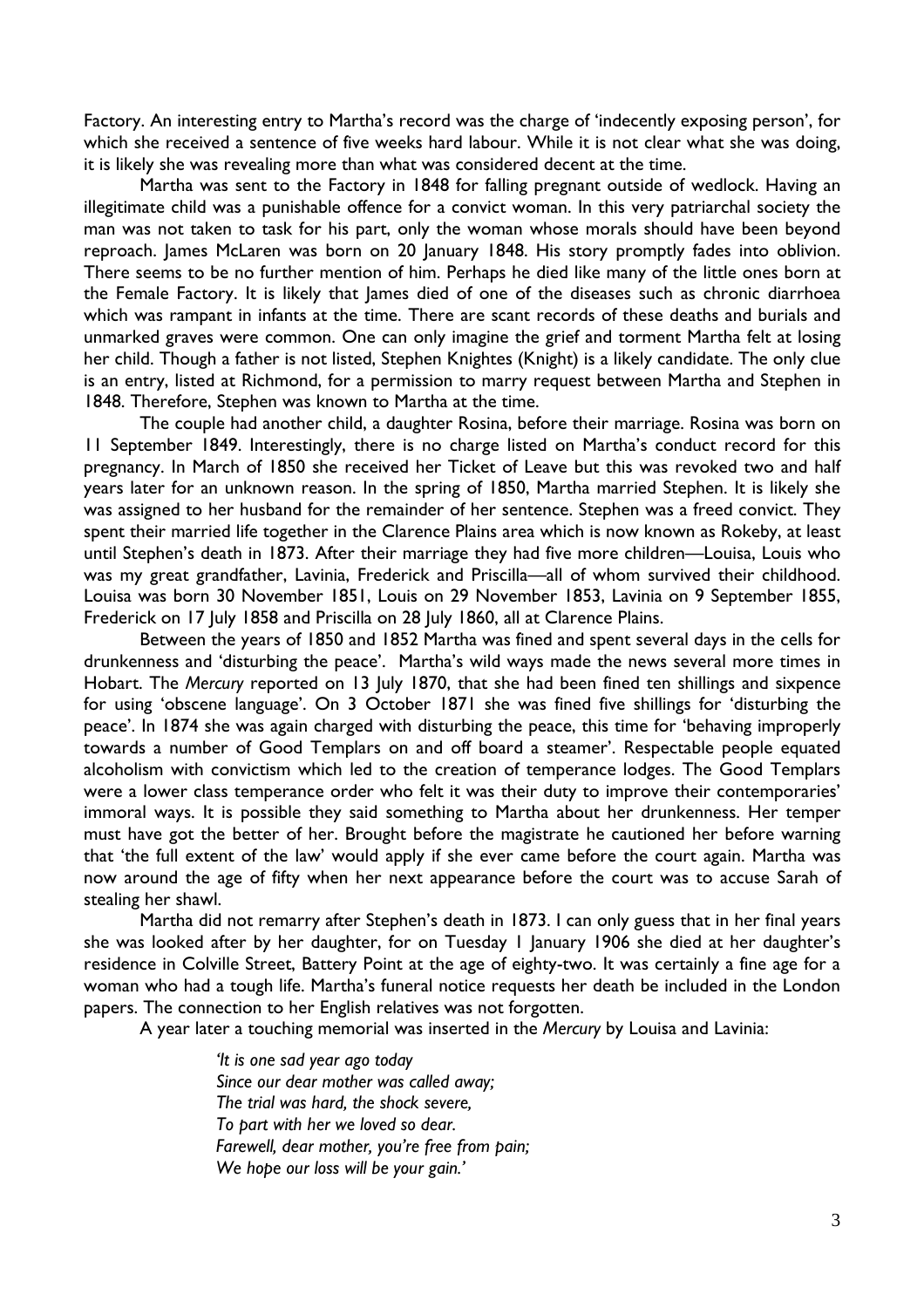Factory. An interesting entry to Martha's record was the charge of 'indecently exposing person', for which she received a sentence of five weeks hard labour. While it is not clear what she was doing, it is likely she was revealing more than what was considered decent at the time.

Martha was sent to the Factory in 1848 for falling pregnant outside of wedlock. Having an illegitimate child was a punishable offence for a convict woman. In this very patriarchal society the man was not taken to task for his part, only the woman whose morals should have been beyond reproach. James McLaren was born on 20 January 1848. His story promptly fades into oblivion. There seems to be no further mention of him. Perhaps he died like many of the little ones born at the Female Factory. It is likely that James died of one of the diseases such as chronic diarrhoea which was rampant in infants at the time. There are scant records of these deaths and burials and unmarked graves were common. One can only imagine the grief and torment Martha felt at losing her child. Though a father is not listed, Stephen Knightes (Knight) is a likely candidate. The only clue is an entry, listed at Richmond, for a permission to marry request between Martha and Stephen in 1848. Therefore, Stephen was known to Martha at the time.

The couple had another child, a daughter Rosina, before their marriage. Rosina was born on 11 September 1849. Interestingly, there is no charge listed on Martha's conduct record for this pregnancy. In March of 1850 she received her Ticket of Leave but this was revoked two and half years later for an unknown reason. In the spring of 1850, Martha married Stephen. It is likely she was assigned to her husband for the remainder of her sentence. Stephen was a freed convict. They spent their married life together in the Clarence Plains area which is now known as Rokeby, at least until Stephen's death in 1873. After their marriage they had five more children—Louisa, Louis who was my great grandfather, Lavinia, Frederick and Priscilla—all of whom survived their childhood. Louisa was born 30 November 1851, Louis on 29 November 1853, Lavinia on 9 September 1855, Frederick on 17 July 1858 and Priscilla on 28 July 1860, all at Clarence Plains.

Between the years of 1850 and 1852 Martha was fined and spent several days in the cells for drunkenness and 'disturbing the peace'. Martha's wild ways made the news several more times in Hobart. The *Mercury* reported on 13 July 1870, that she had been fined ten shillings and sixpence for using 'obscene language'. On 3 October 1871 she was fined five shillings for 'disturbing the peace'. In 1874 she was again charged with disturbing the peace, this time for 'behaving improperly towards a number of Good Templars on and off board a steamer'. Respectable people equated alcoholism with convictism which led to the creation of temperance lodges. The Good Templars were a lower class temperance order who felt it was their duty to improve their contemporaries' immoral ways. It is possible they said something to Martha about her drunkenness. Her temper must have got the better of her. Brought before the magistrate he cautioned her before warning that 'the full extent of the law' would apply if she ever came before the court again. Martha was now around the age of fifty when her next appearance before the court was to accuse Sarah of stealing her shawl.

Martha did not remarry after Stephen's death in 1873. I can only guess that in her final years she was looked after by her daughter, for on Tuesday 1 January 1906 she died at her daughter's residence in Colville Street, Battery Point at the age of eighty-two. It was certainly a fine age for a woman who had a tough life. Martha's funeral notice requests her death be included in the London papers. The connection to her English relatives was not forgotten.

A year later a touching memorial was inserted in the *Mercury* by Louisa and Lavinia:

> *'It is one sad year ago today*
> *Since our dear mother was called away;*
> *The trial was hard, the shock severe,*
> *To part with her we loved so dear.*
> *Farewell, dear mother, you're free from pain;*
> *We hope our loss will be your gain.'*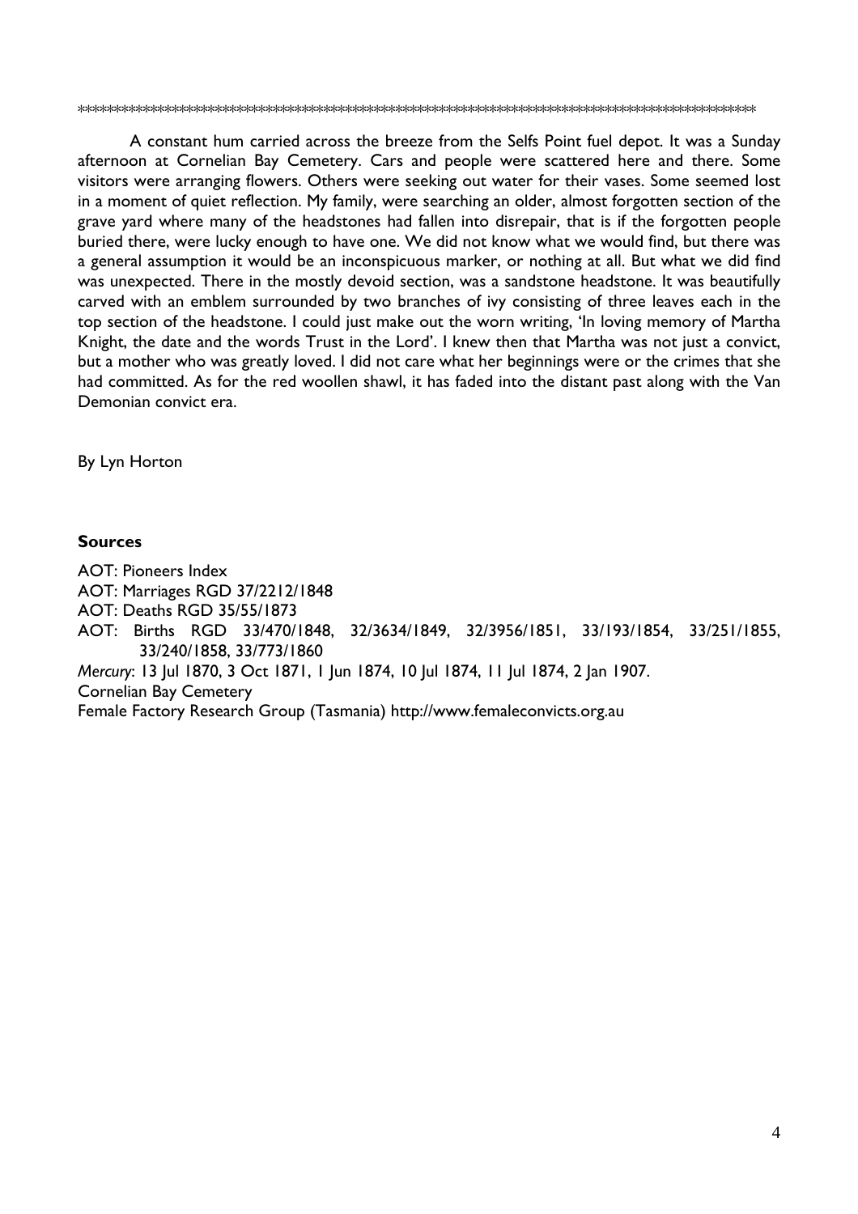\*\*\*\*\*\*\*\*\*\*\*\*\*\*\*\*\*\*\*\*\*\*\*\*\*\*\*\*\*\*\*\*\*\*\*\*\*\*\*\*\*\*\*\*\*\*\*\*\*\*\*\*\*\*\*\*\*\*\*\*\*\*\*\*\*\*\*\*\*\*\*\*\*\*\*\*\*\*\*\*\*\*\*\*\*\*\*\*\*\*\*\*\*\*\*\*\*\*\*\*\*\*

A constant hum carried across the breeze from the Selfs Point fuel depot. It was a Sunday afternoon at Cornelian Bay Cemetery. Cars and people were scattered here and there. Some visitors were arranging flowers. Others were seeking out water for their vases. Some seemed lost in a moment of quiet reflection. My family, were searching an older, almost forgotten section of the grave yard where many of the headstones had fallen into disrepair, that is if the forgotten people buried there, were lucky enough to have one. We did not know what we would find, but there was a general assumption it would be an inconspicuous marker, or nothing at all. But what we did find was unexpected. There in the mostly devoid section, was a sandstone headstone. It was beautifully carved with an emblem surrounded by two branches of ivy consisting of three leaves each in the top section of the headstone. I could just make out the worn writing, 'In loving memory of Martha Knight, the date and the words Trust in the Lord'. I knew then that Martha was not just a convict, but a mother who was greatly loved. I did not care what her beginnings were or the crimes that she had committed. As for the red woollen shawl, it has faded into the distant past along with the Van Demonian convict era.

By Lyn Horton

**Sources**

AOT: Pioneers Index
AOT: Marriages RGD 37/2212/1848
AOT: Deaths RGD 35/55/1873
AOT: Births RGD 33/470/1848, 32/3634/1849, 32/3956/1851, 33/193/1854, 33/251/1855, 33/240/1858, 33/773/1860
*Mercury*: 13 Jul 1870, 3 Oct 1871, 1 Jun 1874, 10 Jul 1874, 11 Jul 1874, 2 Jan 1907.
Cornelian Bay Cemetery
Female Factory Research Group (Tasmania) http://www.femaleconvicts.org.au